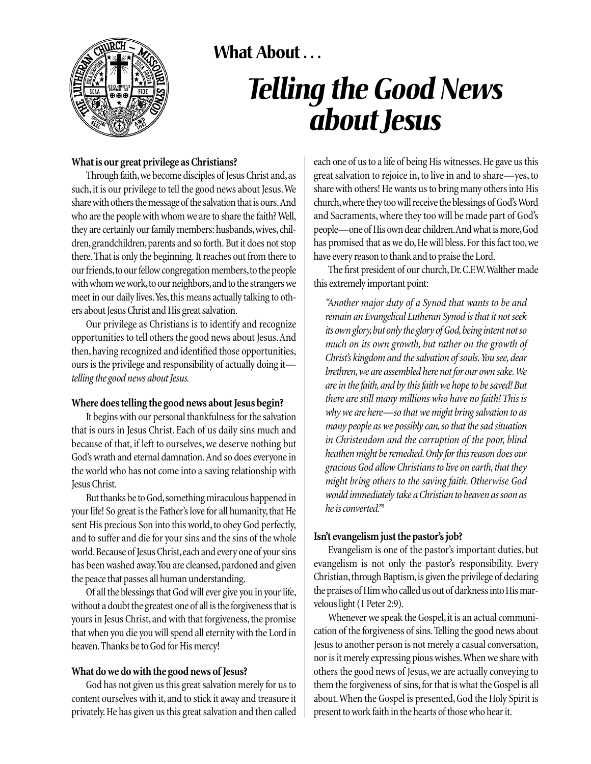**What About . . .**

# *Telling the Good News about Jesus*

**What is our great privilege as Christians?**

Through faith, we become disciples of Jesus Christ and, as such, it is our privilege to tell the good news about Jesus. We share with others the message of the salvation that is ours. And who are the people with whom we are to share the faith? Well, they are certainly our family members: husbands, wives, children, grandchildren, parents and so forth. But it does not stop there. That is only the beginning. It reaches out from there to our friends, to our fellow congregation members, to the people with whom we work, to our neighbors, and to the strangers we meet in our daily lives. Yes, this means actually talking to others about Jesus Christ and His great salvation.

Our privilege as Christians is to identify and recognize opportunities to tell others the good news about Jesus. And then, having recognized and identified those opportunities, ours is the privilege and responsibility of actually doing it—*telling the good news about Jesus.*

**Where does telling the good news about Jesus begin?**

It begins with our personal thankfulness for the salvation that is ours in Jesus Christ. Each of us daily sins much and because of that, if left to ourselves, we deserve nothing but God's wrath and eternal damnation. And so does everyone in the world who has not come into a saving relationship with Jesus Christ.

But thanks be to God, something miraculous happened in your life! So great is the Father's love for all humanity, that He sent His precious Son into this world, to obey God perfectly, and to suffer and die for your sins and the sins of the whole world. Because of Jesus Christ, each and every one of your sins has been washed away. You are cleansed, pardoned and given the peace that passes all human understanding.

Of all the blessings that God will ever give you in your life, without a doubt the greatest one of all is the forgiveness that is yours in Jesus Christ, and with that forgiveness, the promise that when you die you will spend all eternity with the Lord in heaven. Thanks be to God for His mercy!

**What do we do with the good news of Jesus?**

God has not given us this great salvation merely for us to content ourselves with it, and to stick it away and treasure it privately. He has given us this great salvation and then called each one of us to a life of being His witnesses. He gave us this great salvation to rejoice in, to live in and to share—yes, to share with others! He wants us to bring many others into His church, where they too will receive the blessings of God's Word and Sacraments, where they too will be made part of God's people—one of His own dear children. And what is more, God has promised that as we do, He will bless. For this fact too, we have every reason to thank and to praise the Lord.

The first president of our church, Dr. C.F.W. Walther made this extremely important point:

> *"Another major duty of a Synod that wants to be and remain an Evangelical Lutheran Synod is that it not seek its own glory, but only the glory of God, being intent not so much on its own growth, but rather on the growth of Christ's kingdom and the salvation of souls. You see, dear brethren, we are assembled here not for our own sake. We are in the faith, and by this faith we hope to be saved! But there are still many millions who have no faith! This is why we are here—so that we might bring salvation to as many people as we possibly can, so that the sad situation in Christendom and the corruption of the poor, blind heathen might be remedied. Only for this reason does our gracious God allow Christians to live on earth, that they might bring others to the saving faith. Otherwise God would immediately take a Christian to heaven as soon as he is converted."*[1]

**Isn't evangelism just the pastor's job?**

Evangelism is one of the pastor's important duties, but evangelism is not only the pastor's responsibility. Every Christian, through Baptism, is given the privilege of declaring the praises of Him who called us out of darkness into His marvelous light (1 Peter 2:9).

Whenever we speak the Gospel, it is an actual communication of the forgiveness of sins. Telling the good news about Jesus to another person is not merely a casual conversation, nor is it merely expressing pious wishes. When we share with others the good news of Jesus, we are actually conveying to them the forgiveness of sins, for that is what the Gospel is all about. When the Gospel is presented, God the Holy Spirit is present to work faith in the hearts of those who hear it.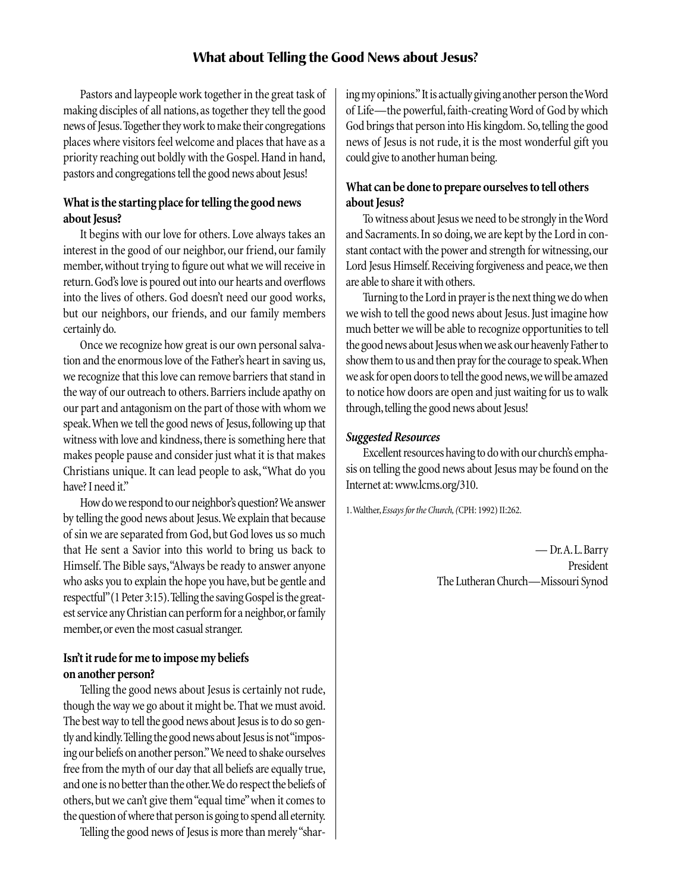## What about Telling the Good News about Jesus?

Pastors and laypeople work together in the great task of making disciples of all nations, as together they tell the good news of Jesus. Together they work to make their congregations places where visitors feel welcome and places that have as a priority reaching out boldly with the Gospel. Hand in hand, pastors and congregations tell the good news about Jesus!

### What is the starting place for telling the good news about Jesus?

It begins with our love for others. Love always takes an interest in the good of our neighbor, our friend, our family member, without trying to figure out what we will receive in return. God's love is poured out into our hearts and overflows into the lives of others. God doesn't need our good works, but our neighbors, our friends, and our family members certainly do.

Once we recognize how great is our own personal salvation and the enormous love of the Father's heart in saving us, we recognize that this love can remove barriers that stand in the way of our outreach to others. Barriers include apathy on our part and antagonism on the part of those with whom we speak. When we tell the good news of Jesus, following up that witness with love and kindness, there is something here that makes people pause and consider just what it is that makes Christians unique. It can lead people to ask, "What do you have? I need it."

How do we respond to our neighbor's question? We answer by telling the good news about Jesus. We explain that because of sin we are separated from God, but God loves us so much that He sent a Savior into this world to bring us back to Himself. The Bible says, "Always be ready to answer anyone who asks you to explain the hope you have, but be gentle and respectful" (1 Peter 3:15). Telling the saving Gospel is the greatest service any Christian can perform for a neighbor, or family member, or even the most casual stranger.

### Isn't it rude for me to impose my beliefs on another person?

Telling the good news about Jesus is certainly not rude, though the way we go about it might be. That we must avoid. The best way to tell the good news about Jesus is to do so gently and kindly. Telling the good news about Jesus is not "imposing our beliefs on another person." We need to shake ourselves free from the myth of our day that all beliefs are equally true, and one is no better than the other. We do respect the beliefs of others, but we can't give them "equal time" when it comes to the question of where that person is going to spend all eternity.

Telling the good news of Jesus is more than merely "sharing my opinions." It is actually giving another person the Word of Life—the powerful, faith-creating Word of God by which God brings that person into His kingdom. So, telling the good news of Jesus is not rude, it is the most wonderful gift you could give to another human being.

### What can be done to prepare ourselves to tell others about Jesus?

To witness about Jesus we need to be strongly in the Word and Sacraments. In so doing, we are kept by the Lord in constant contact with the power and strength for witnessing, our Lord Jesus Himself. Receiving forgiveness and peace, we then are able to share it with others.

Turning to the Lord in prayer is the next thing we do when we wish to tell the good news about Jesus. Just imagine how much better we will be able to recognize opportunities to tell the good news about Jesus when we ask our heavenly Father to show them to us and then pray for the courage to speak. When we ask for open doors to tell the good news, we will be amazed to notice how doors are open and just waiting for us to walk through, telling the good news about Jesus!

### *Suggested Resources*

Excellent resources having to do with our church's emphasis on telling the good news about Jesus may be found on the Internet at: www.lcms.org/310.

1. Walther, *Essays for the Church, (*CPH: 1992) II:262.

— Dr. A. L. Barry
President
The Lutheran Church—Missouri Synod